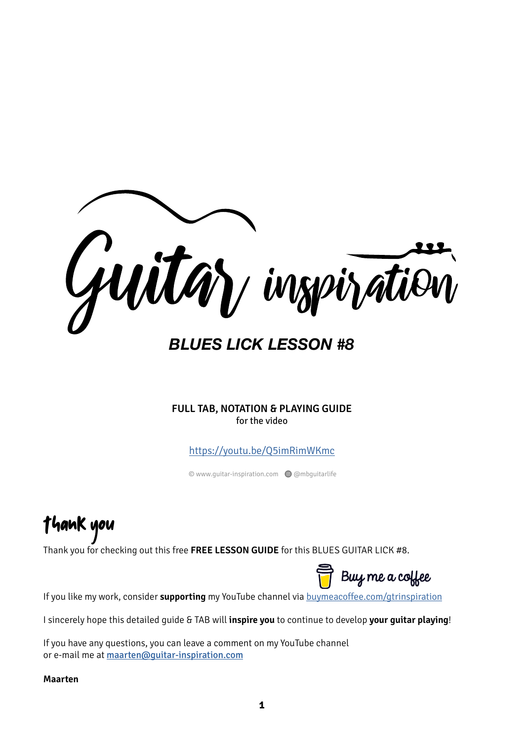# Guitar inspiration

## *BLUES LICK LESSON #8*

**FULL TAB, NOTATION & PLAYING GUIDE**
for the video

https://youtu.be/Q5imRimWKmc

© www.guitar-inspiration.com  @mbguitarlife

## thank you

Thank you for checking out this free **FREE LESSON GUIDE** for this BLUES GUITAR LICK #8.

Buy me a coffee

If you like my work, consider **supporting** my YouTube channel via buymeacoffee.com/gtrinspiration

I sincerely hope this detailed guide & TAB will **inspire you** to continue to develop **your guitar playing**!

If you have any questions, you can leave a comment on my YouTube channel
or e-mail me at **maarten@guitar-inspiration.com**

**Maarten**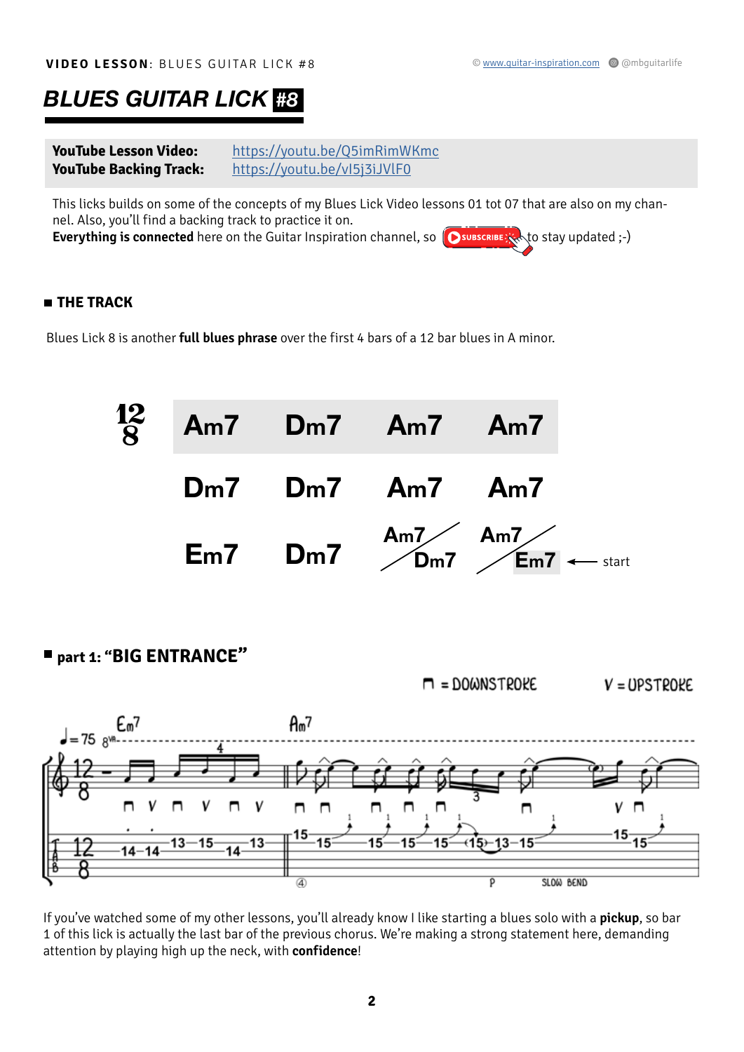# BLUES GUITAR LICK #8

| | |
|---|---|
| **YouTube Lesson Video:** | https://youtu.be/Q5imRimWKmc |
| **YouTube Backing Track:** | https://youtu.be/vI5j3iJVlF0 |

This licks builds on some of the concepts of my Blues Lick Video lessons 01 tot 07 that are also on my channel. Also, you'll find a backing track to practice it on.
**Everything is connected** here on the Guitar Inspiration channel, so SUBSCRIBE to stay updated ;-)

## THE TRACK

Blues Lick 8 is another **full blues phrase** over the first 4 bars of a 12 bar blues in A minor.

12/8

| | | | |
|---|---|---|---|
| Am7 | Dm7 | Am7 | Am7 |
| Dm7 | Dm7 | Am7 | Am7 |
| Em7 | Dm7 | Am7 / Dm7 | Am7 / Em7 ← start |

## part 1: "BIG ENTRANCE"

⊓ = DOWNSTROKE V = UPSTROKE

If you've watched some of my other lessons, you'll already know I like starting a blues solo with a **pickup**, so bar 1 of this lick is actually the last bar of the previous chorus. We're making a strong statement here, demanding attention by playing high up the neck, with **confidence**!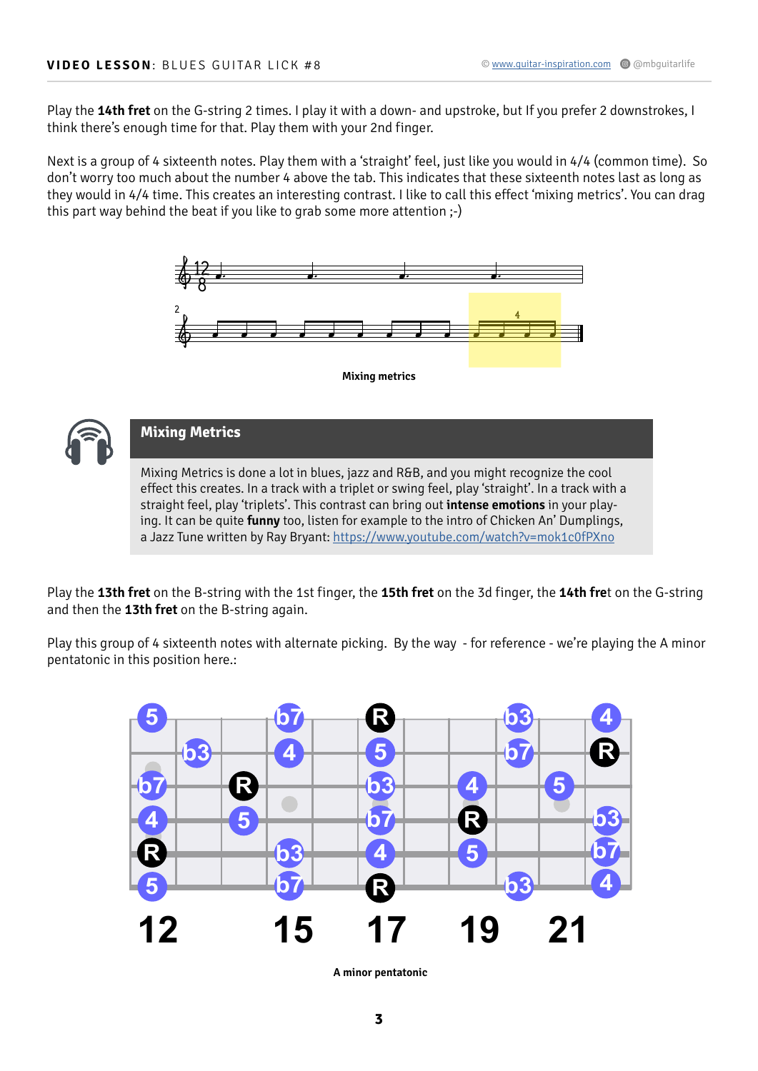Play the **14th fret** on the G-string 2 times. I play it with a down- and upstroke, but If you prefer 2 downstrokes, I think there's enough time for that. Play them with your 2nd finger.

Next is a group of 4 sixteenth notes. Play them with a 'straight' feel, just like you would in 4/4 (common time). So don't worry too much about the number 4 above the tab. This indicates that these sixteenth notes last as long as they would in 4/4 time. This creates an interesting contrast. I like to call this effect 'mixing metrics'. You can drag this part way behind the beat if you like to grab some more attention ;-)

**Mixing metrics**

## Mixing Metrics

Mixing Metrics is done a lot in blues, jazz and R&B, and you might recognize the cool effect this creates. In a track with a triplet or swing feel, play 'straight'. In a track with a straight feel, play 'triplets'. This contrast can bring out **intense emotions** in your playing. It can be quite **funny** too, listen for example to the intro of Chicken An' Dumplings, a Jazz Tune written by Ray Bryant: https://www.youtube.com/watch?v=mok1c0fPXno

Play the **13th fret** on the B-string with the 1st finger, the **15th fret** on the 3d finger, the **14th fre**t on the G-string and then the **13th fret** on the B-string again.

Play this group of 4 sixteenth notes with alternate picking. By the way - for reference - we're playing the A minor pentatonic in this position here.:

**A minor pentatonic**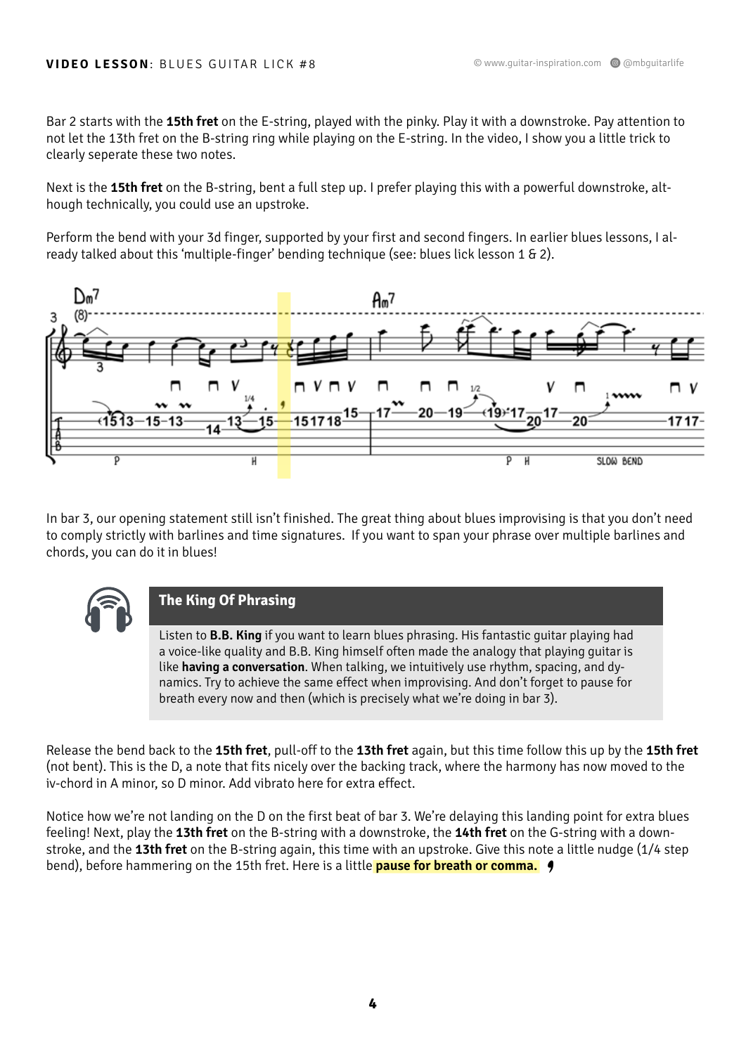Bar 2 starts with the **15th fret** on the E-string, played with the pinky. Play it with a downstroke. Pay attention to not let the 13th fret on the B-string ring while playing on the E-string. In the video, I show you a little trick to clearly seperate these two notes.

Next is the **15th fret** on the B-string, bent a full step up. I prefer playing this with a powerful downstroke, although technically, you could use an upstroke.

Perform the bend with your 3d finger, supported by your first and second fingers. In earlier blues lessons, I already talked about this 'multiple-finger' bending technique (see: blues lick lesson 1 & 2).

In bar 3, our opening statement still isn't finished. The great thing about blues improvising is that you don't need to comply strictly with barlines and time signatures. If you want to span your phrase over multiple barlines and chords, you can do it in blues!

## The King Of Phrasing

Listen to **B.B. King** if you want to learn blues phrasing. His fantastic guitar playing had a voice-like quality and B.B. King himself often made the analogy that playing guitar is like **having a conversation**. When talking, we intuitively use rhythm, spacing, and dynamics. Try to achieve the same effect when improvising. And don't forget to pause for breath every now and then (which is precisely what we're doing in bar 3).

Release the bend back to the **15th fret**, pull-off to the **13th fret** again, but this time follow this up by the **15th fret** (not bent). This is the D, a note that fits nicely over the backing track, where the harmony has now moved to the iv-chord in A minor, so D minor. Add vibrato here for extra effect.

Notice how we're not landing on the D on the first beat of bar 3. We're delaying this landing point for extra blues feeling! Next, play the **13th fret** on the B-string with a downstroke, the **14th fret** on the G-string with a downstroke, and the **13th fret** on the B-string again, this time with an upstroke. Give this note a little nudge (1/4 step bend), before hammering on the 15th fret. Here is a little **pause for breath or comma.**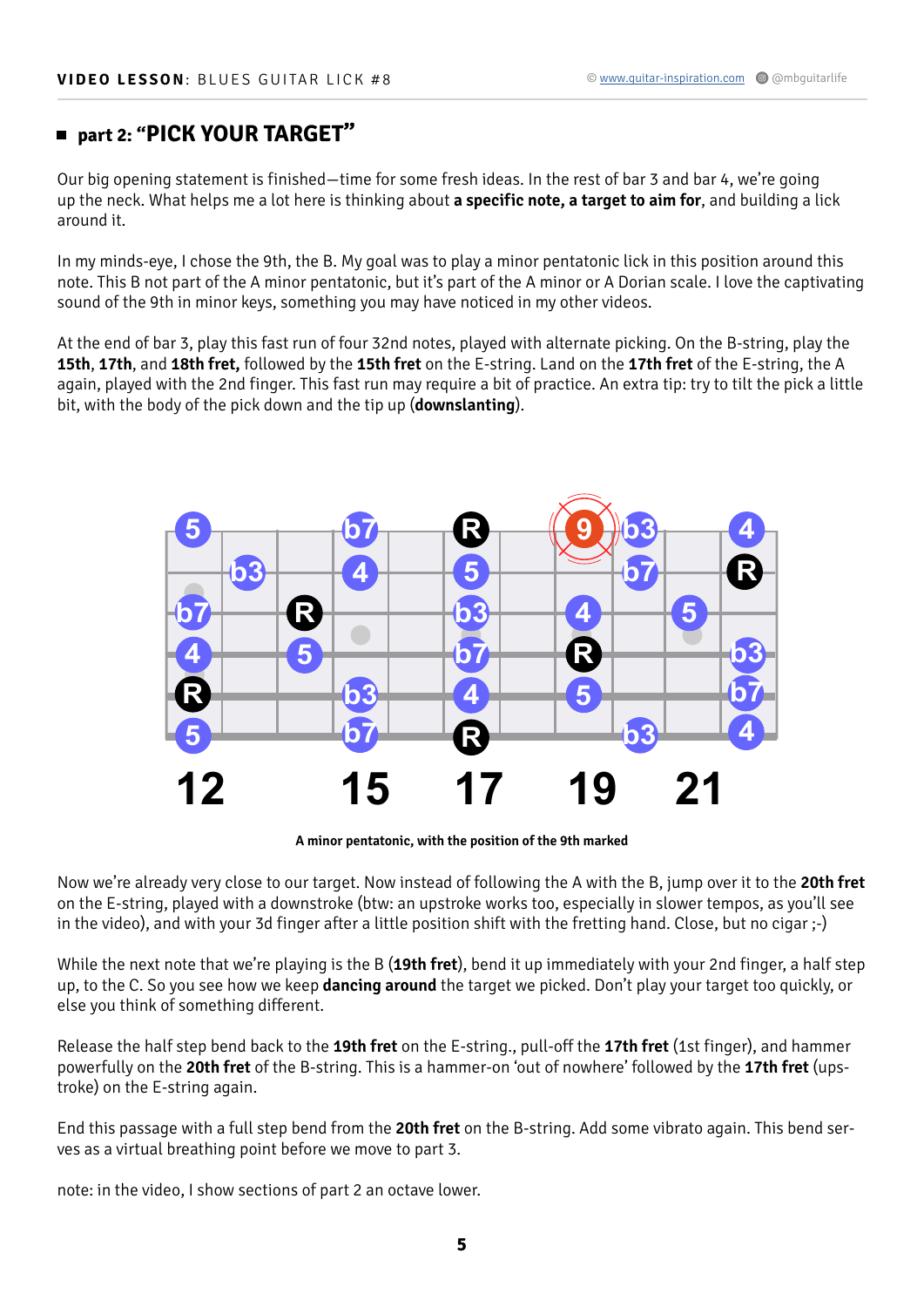## part 2: "PICK YOUR TARGET"

Our big opening statement is finished—time for some fresh ideas. In the rest of bar 3 and bar 4, we're going up the neck. What helps me a lot here is thinking about **a specific note, a target to aim for**, and building a lick around it.

In my minds-eye, I chose the 9th, the B. My goal was to play a minor pentatonic lick in this position around this note. This B not part of the A minor pentatonic, but it's part of the A minor or A Dorian scale. I love the captivating sound of the 9th in minor keys, something you may have noticed in my other videos.

At the end of bar 3, play this fast run of four 32nd notes, played with alternate picking. On the B-string, play the **15th**, **17th**, and **18th fret,** followed by the **15th fret** on the E-string. Land on the **17th fret** of the E-string, the A again, played with the 2nd finger. This fast run may require a bit of practice. An extra tip: try to tilt the pick a little bit, with the body of the pick down and the tip up (**downslanting**).

A minor pentatonic, with the position of the 9th marked

Now we're already very close to our target. Now instead of following the A with the B, jump over it to the **20th fret** on the E-string, played with a downstroke (btw: an upstroke works too, especially in slower tempos, as you'll see in the video), and with your 3d finger after a little position shift with the fretting hand. Close, but no cigar ;-)

While the next note that we're playing is the B (**19th fret**), bend it up immediately with your 2nd finger, a half step up, to the C. So you see how we keep **dancing around** the target we picked. Don't play your target too quickly, or else you think of something different.

Release the half step bend back to the **19th fret** on the E-string., pull-off the **17th fret** (1st finger), and hammer powerfully on the **20th fret** of the B-string. This is a hammer-on 'out of nowhere' followed by the **17th fret** (ups-troke) on the E-string again.

End this passage with a full step bend from the **20th fret** on the B-string. Add some vibrato again. This bend ser-ves as a virtual breathing point before we move to part 3.

note: in the video, I show sections of part 2 an octave lower.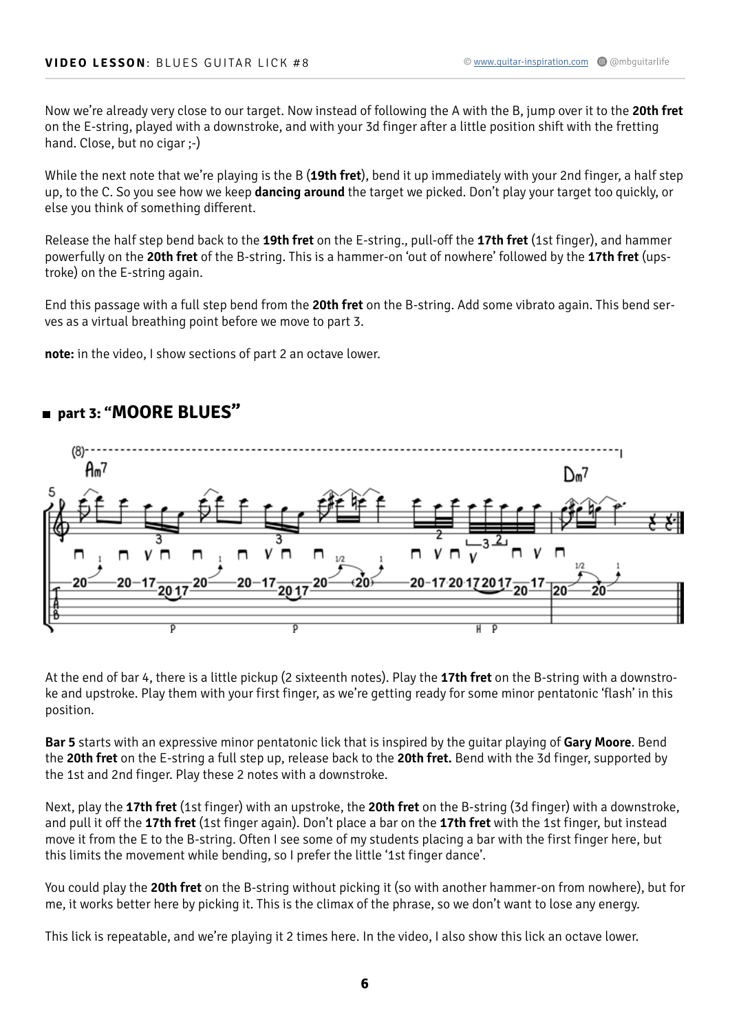Now we're already very close to our target. Now instead of following the A with the B, jump over it to the **20th fret** on the E-string, played with a downstroke, and with your 3d finger after a little position shift with the fretting hand. Close, but no cigar ;-)

While the next note that we're playing is the B (**19th fret**), bend it up immediately with your 2nd finger, a half step up, to the C. So you see how we keep **dancing around** the target we picked. Don't play your target too quickly, or else you think of something different.

Release the half step bend back to the **19th fret** on the E-string., pull-off the **17th fret** (1st finger), and hammer powerfully on the **20th fret** of the B-string. This is a hammer-on 'out of nowhere' followed by the **17th fret** (upstroke) on the E-string again.

End this passage with a full step bend from the **20th fret** on the B-string. Add some vibrato again. This bend serves as a virtual breathing point before we move to part 3.

**note:** in the video, I show sections of part 2 an octave lower.

## part 3: "MOORE BLUES"

At the end of bar 4, there is a little pickup (2 sixteenth notes). Play the **17th fret** on the B-string with a downstroke and upstroke. Play them with your first finger, as we're getting ready for some minor pentatonic 'flash' in this position.

**Bar 5** starts with an expressive minor pentatonic lick that is inspired by the guitar playing of **Gary Moore**. Bend the **20th fret** on the E-string a full step up, release back to the **20th fret.** Bend with the 3d finger, supported by the 1st and 2nd finger. Play these 2 notes with a downstroke.

Next, play the **17th fret** (1st finger) with an upstroke, the **20th fret** on the B-string (3d finger) with a downstroke, and pull it off the **17th fret** (1st finger again). Don't place a bar on the **17th fret** with the 1st finger, but instead move it from the E to the B-string. Often I see some of my students placing a bar with the first finger here, but this limits the movement while bending, so I prefer the little '1st finger dance'.

You could play the **20th fret** on the B-string without picking it (so with another hammer-on from nowhere), but for me, it works better here by picking it. This is the climax of the phrase, so we don't want to lose any energy.

This lick is repeatable, and we're playing it 2 times here. In the video, I also show this lick an octave lower.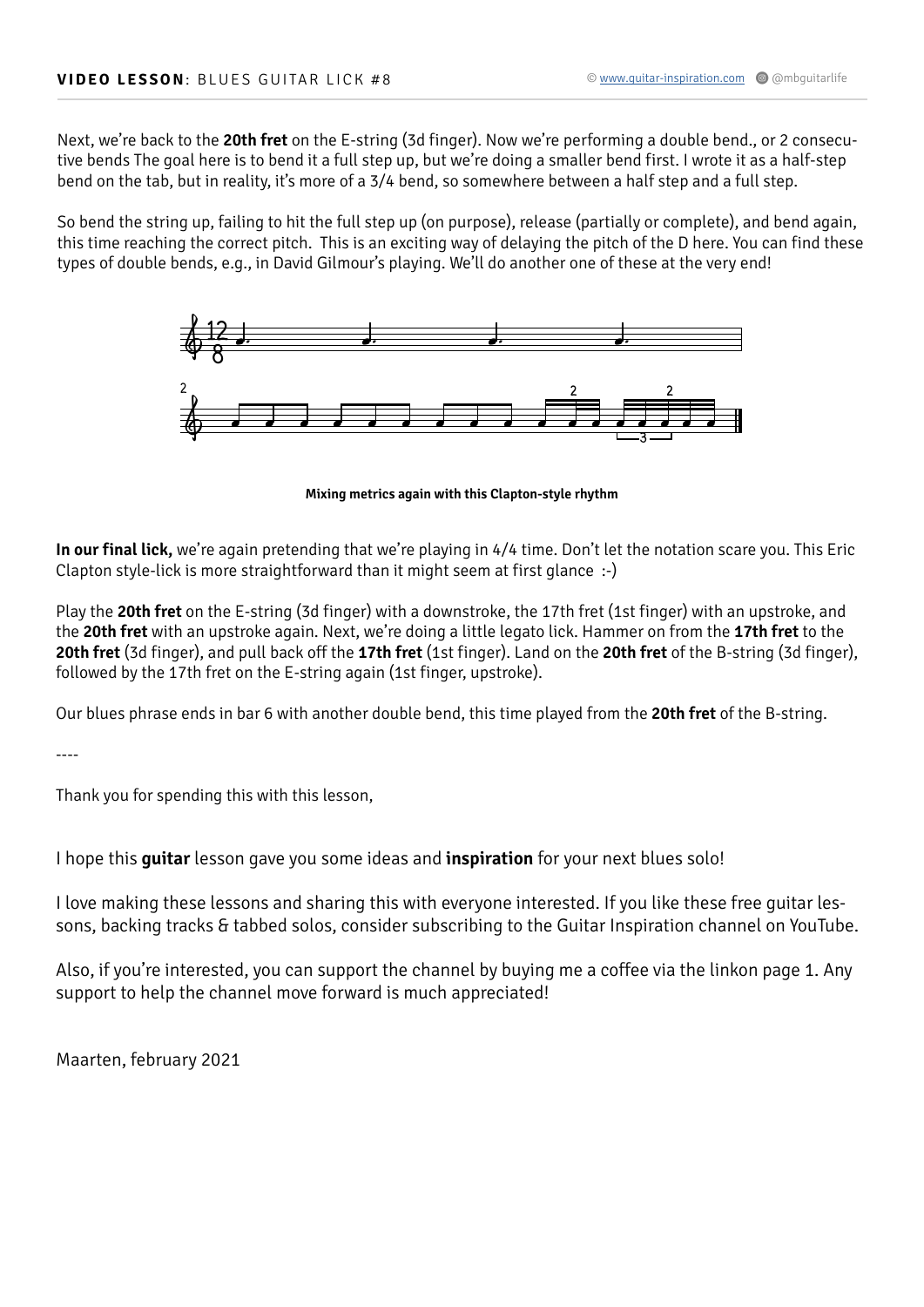Next, we're back to the **20th fret** on the E-string (3d finger). Now we're performing a double bend., or 2 consecutive bends The goal here is to bend it a full step up, but we're doing a smaller bend first. I wrote it as a half-step bend on the tab, but in reality, it's more of a 3/4 bend, so somewhere between a half step and a full step.

So bend the string up, failing to hit the full step up (on purpose), release (partially or complete), and bend again, this time reaching the correct pitch. This is an exciting way of delaying the pitch of the D here. You can find these types of double bends, e.g., in David Gilmour's playing. We'll do another one of these at the very end!

**Mixing metrics again with this Clapton-style rhythm**

**In our final lick,** we're again pretending that we're playing in 4/4 time. Don't let the notation scare you. This Eric Clapton style-lick is more straightforward than it might seem at first glance :-)

Play the **20th fret** on the E-string (3d finger) with a downstroke, the 17th fret (1st finger) with an upstroke, and the **20th fret** with an upstroke again. Next, we're doing a little legato lick. Hammer on from the **17th fret** to the **20th fret** (3d finger), and pull back off the **17th fret** (1st finger). Land on the **20th fret** of the B-string (3d finger), followed by the 17th fret on the E-string again (1st finger, upstroke).

Our blues phrase ends in bar 6 with another double bend, this time played from the **20th fret** of the B-string.

----

Thank you for spending this with this lesson,

I hope this **guitar** lesson gave you some ideas and **inspiration** for your next blues solo!

I love making these lessons and sharing this with everyone interested. If you like these free guitar lessons, backing tracks & tabbed solos, consider subscribing to the Guitar Inspiration channel on YouTube.

Also, if you're interested, you can support the channel by buying me a coffee via the linkon page 1. Any support to help the channel move forward is much appreciated!

Maarten, february 2021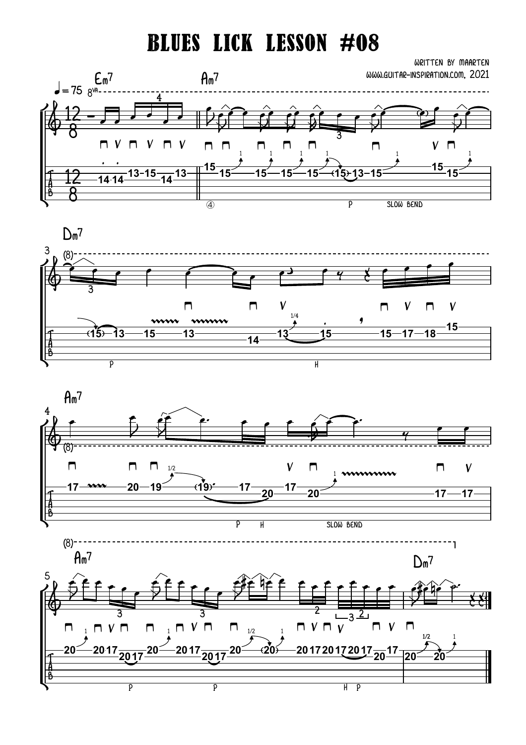# BLUES LICK LESSON #08

WRITTEN BY MAARTEN

WWW.GUITAR-INSPIRATION.COM, 2021